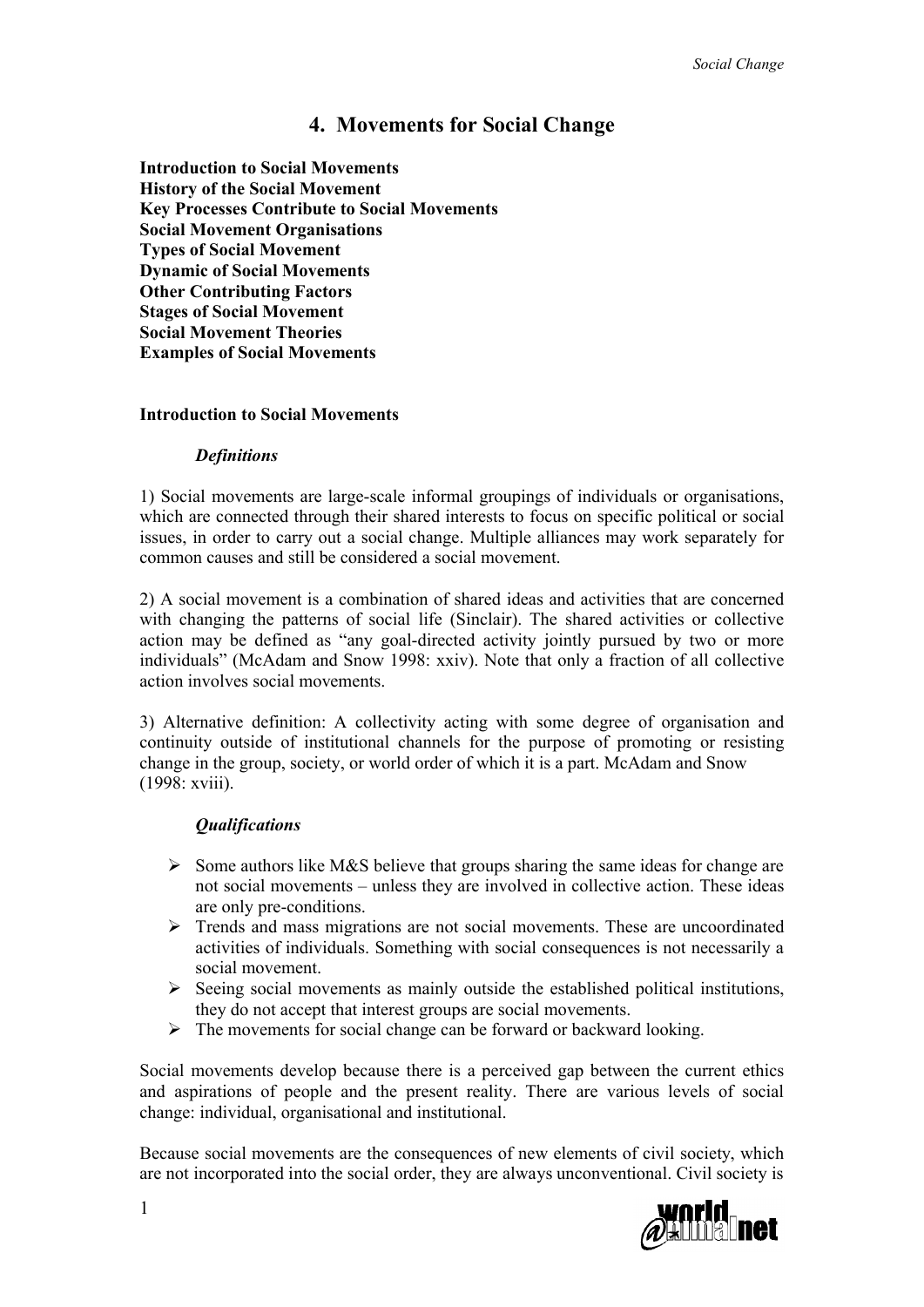# 4. Movements for Social Change

**Introduction to Social Movements**
**History of the Social Movement**
**Key Processes Contribute to Social Movements**
**Social Movement Organisations**
**Types of Social Movement**
**Dynamic of Social Movements**
**Other Contributing Factors**
**Stages of Social Movement**
**Social Movement Theories**
**Examples of Social Movements**

## Introduction to Social Movements

### *Definitions*

1) Social movements are large-scale informal groupings of individuals or organisations, which are connected through their shared interests to focus on specific political or social issues, in order to carry out a social change. Multiple alliances may work separately for common causes and still be considered a social movement.

2) A social movement is a combination of shared ideas and activities that are concerned with changing the patterns of social life (Sinclair). The shared activities or collective action may be defined as "any goal-directed activity jointly pursued by two or more individuals" (McAdam and Snow 1998: xxiv). Note that only a fraction of all collective action involves social movements.

3) Alternative definition: A collectivity acting with some degree of organisation and continuity outside of institutional channels for the purpose of promoting or resisting change in the group, society, or world order of which it is a part. McAdam and Snow (1998: xviii).

### *Qualifications*

- Some authors like M&S believe that groups sharing the same ideas for change are not social movements – unless they are involved in collective action. These ideas are only pre-conditions.
- Trends and mass migrations are not social movements. These are uncoordinated activities of individuals. Something with social consequences is not necessarily a social movement.
- Seeing social movements as mainly outside the established political institutions, they do not accept that interest groups are social movements.
- The movements for social change can be forward or backward looking.

Social movements develop because there is a perceived gap between the current ethics and aspirations of people and the present reality. There are various levels of social change: individual, organisational and institutional.

Because social movements are the consequences of new elements of civil society, which are not incorporated into the social order, they are always unconventional. Civil society is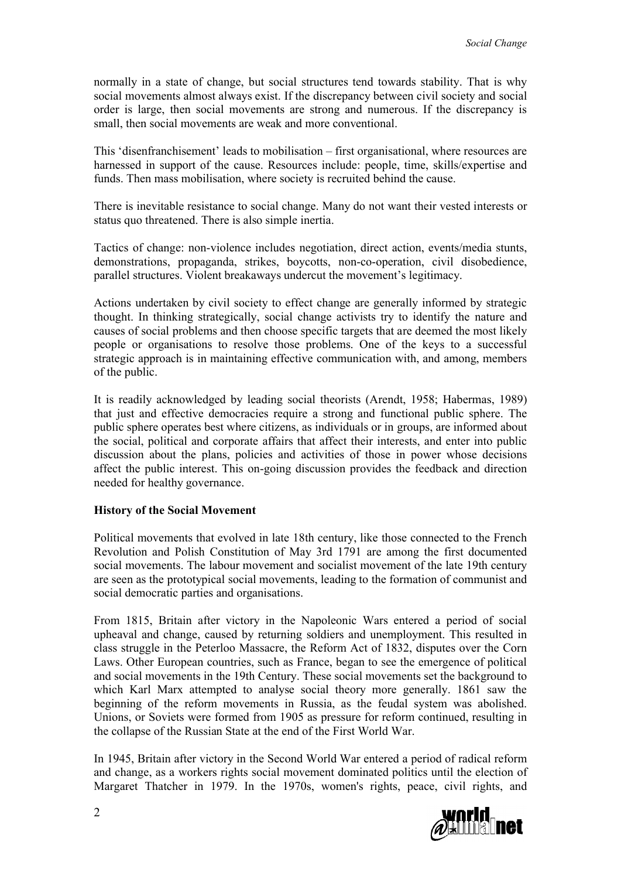normally in a state of change, but social structures tend towards stability. That is why social movements almost always exist. If the discrepancy between civil society and social order is large, then social movements are strong and numerous. If the discrepancy is small, then social movements are weak and more conventional.

This 'disenfranchisement' leads to mobilisation – first organisational, where resources are harnessed in support of the cause. Resources include: people, time, skills/expertise and funds. Then mass mobilisation, where society is recruited behind the cause.

There is inevitable resistance to social change. Many do not want their vested interests or status quo threatened. There is also simple inertia.

Tactics of change: non-violence includes negotiation, direct action, events/media stunts, demonstrations, propaganda, strikes, boycotts, non-co-operation, civil disobedience, parallel structures. Violent breakaways undercut the movement's legitimacy.

Actions undertaken by civil society to effect change are generally informed by strategic thought. In thinking strategically, social change activists try to identify the nature and causes of social problems and then choose specific targets that are deemed the most likely people or organisations to resolve those problems. One of the keys to a successful strategic approach is in maintaining effective communication with, and among, members of the public.

It is readily acknowledged by leading social theorists (Arendt, 1958; Habermas, 1989) that just and effective democracies require a strong and functional public sphere. The public sphere operates best where citizens, as individuals or in groups, are informed about the social, political and corporate affairs that affect their interests, and enter into public discussion about the plans, policies and activities of those in power whose decisions affect the public interest. This on-going discussion provides the feedback and direction needed for healthy governance.

**History of the Social Movement**

Political movements that evolved in late 18th century, like those connected to the French Revolution and Polish Constitution of May 3rd 1791 are among the first documented social movements. The labour movement and socialist movement of the late 19th century are seen as the prototypical social movements, leading to the formation of communist and social democratic parties and organisations.

From 1815, Britain after victory in the Napoleonic Wars entered a period of social upheaval and change, caused by returning soldiers and unemployment. This resulted in class struggle in the Peterloo Massacre, the Reform Act of 1832, disputes over the Corn Laws. Other European countries, such as France, began to see the emergence of political and social movements in the 19th Century. These social movements set the background to which Karl Marx attempted to analyse social theory more generally. 1861 saw the beginning of the reform movements in Russia, as the feudal system was abolished. Unions, or Soviets were formed from 1905 as pressure for reform continued, resulting in the collapse of the Russian State at the end of the First World War.

In 1945, Britain after victory in the Second World War entered a period of radical reform and change, as a workers rights social movement dominated politics until the election of Margaret Thatcher in 1979. In the 1970s, women's rights, peace, civil rights, and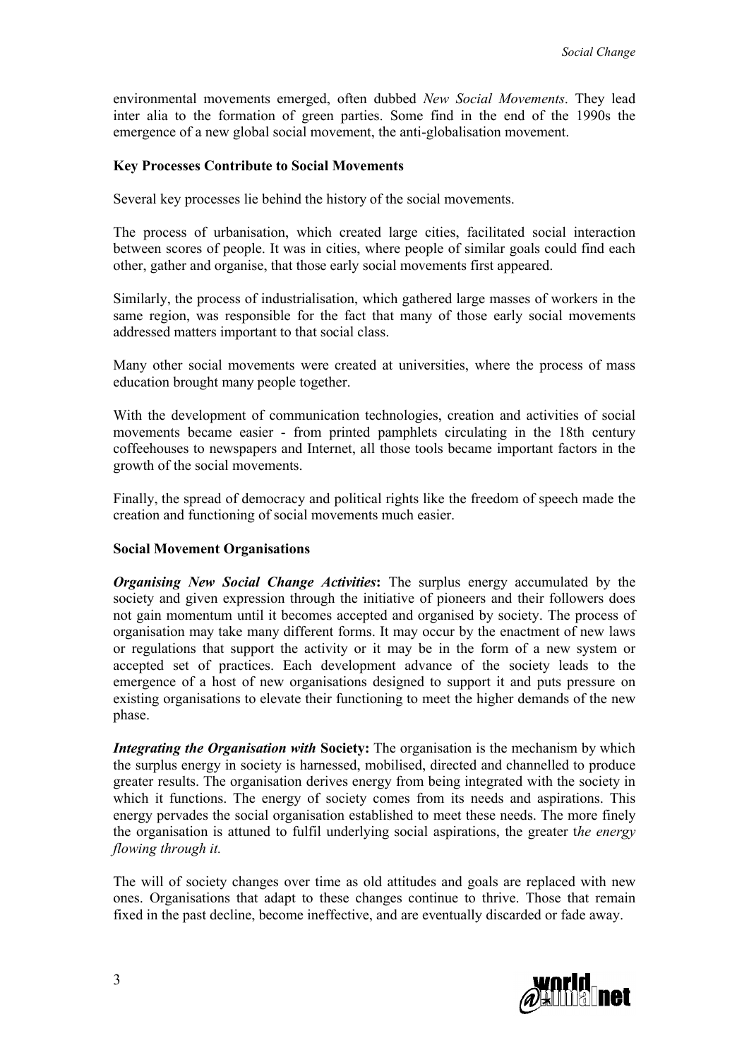environmental movements emerged, often dubbed *New Social Movements*. They lead inter alia to the formation of green parties. Some find in the end of the 1990s the emergence of a new global social movement, the anti-globalisation movement.

**Key Processes Contribute to Social Movements**

Several key processes lie behind the history of the social movements.

The process of urbanisation, which created large cities, facilitated social interaction between scores of people. It was in cities, where people of similar goals could find each other, gather and organise, that those early social movements first appeared.

Similarly, the process of industrialisation, which gathered large masses of workers in the same region, was responsible for the fact that many of those early social movements addressed matters important to that social class.

Many other social movements were created at universities, where the process of mass education brought many people together.

With the development of communication technologies, creation and activities of social movements became easier - from printed pamphlets circulating in the 18th century coffeehouses to newspapers and Internet, all those tools became important factors in the growth of the social movements.

Finally, the spread of democracy and political rights like the freedom of speech made the creation and functioning of social movements much easier.

**Social Movement Organisations**

***Organising New Social Change Activities*:** The surplus energy accumulated by the society and given expression through the initiative of pioneers and their followers does not gain momentum until it becomes accepted and organised by society. The process of organisation may take many different forms. It may occur by the enactment of new laws or regulations that support the activity or it may be in the form of a new system or accepted set of practices. Each development advance of the society leads to the emergence of a host of new organisations designed to support it and puts pressure on existing organisations to elevate their functioning to meet the higher demands of the new phase.

***Integrating the Organisation with* Society:** The organisation is the mechanism by which the surplus energy in society is harnessed, mobilised, directed and channelled to produce greater results. The organisation derives energy from being integrated with the society in which it functions. The energy of society comes from its needs and aspirations. This energy pervades the social organisation established to meet these needs. The more finely the organisation is attuned to fulfil underlying social aspirations, the greater t*he energy flowing through it.*

The will of society changes over time as old attitudes and goals are replaced with new ones. Organisations that adapt to these changes continue to thrive. Those that remain fixed in the past decline, become ineffective, and are eventually discarded or fade away.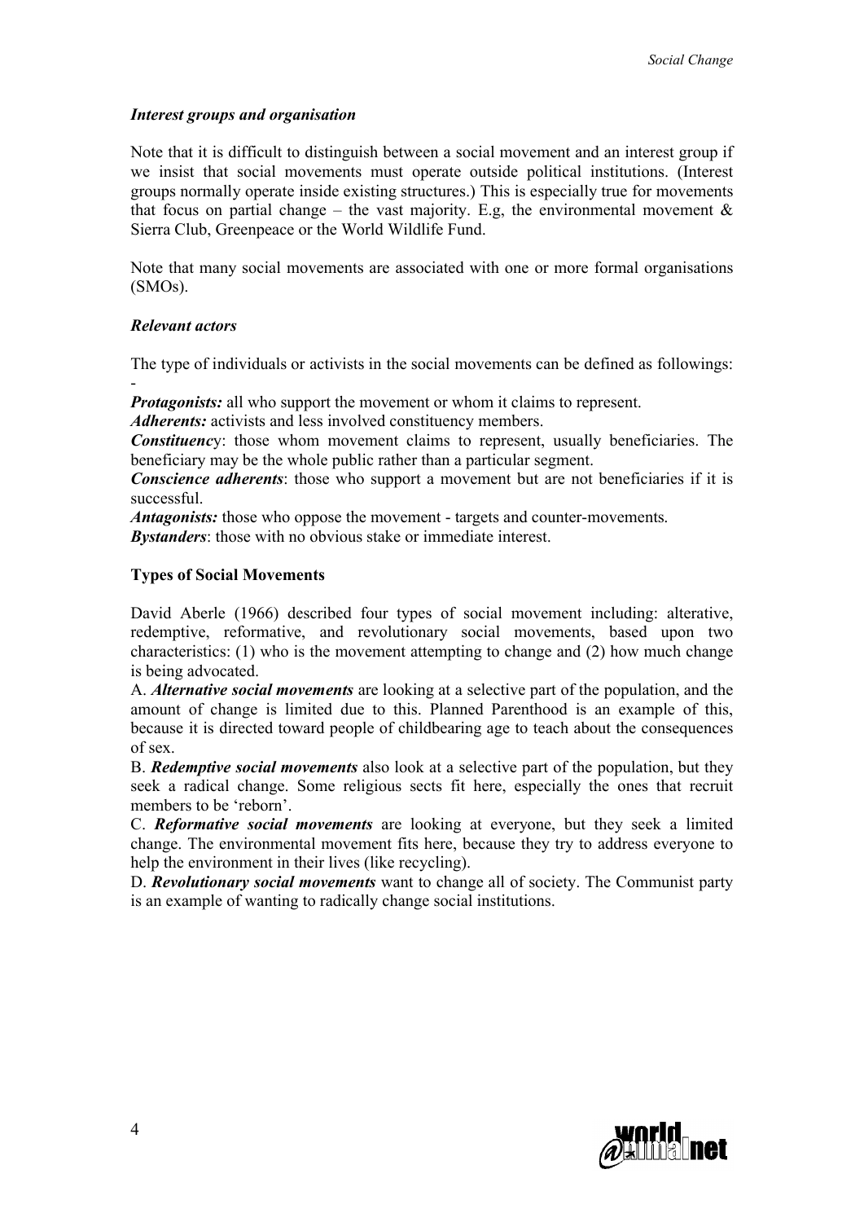### *Interest groups and organisation*

Note that it is difficult to distinguish between a social movement and an interest group if we insist that social movements must operate outside political institutions. (Interest groups normally operate inside existing structures.) This is especially true for movements that focus on partial change – the vast majority. E.g, the environmental movement & Sierra Club, Greenpeace or the World Wildlife Fund.

Note that many social movements are associated with one or more formal organisations (SMOs).

### *Relevant actors*

The type of individuals or activists in the social movements can be defined as followings: -

***Protagonists:*** all who support the movement or whom it claims to represent.
***Adherents:*** activists and less involved constituency members.
***Constituency***: those whom movement claims to represent, usually beneficiaries. The beneficiary may be the whole public rather than a particular segment.
***Conscience adherents***: those who support a movement but are not beneficiaries if it is successful.
***Antagonists:*** those who oppose the movement - targets and counter-movements.
***Bystanders***: those with no obvious stake or immediate interest.

### **Types of Social Movements**

David Aberle (1966) described four types of social movement including: alterative, redemptive, reformative, and revolutionary social movements, based upon two characteristics: (1) who is the movement attempting to change and (2) how much change is being advocated.

A. ***Alternative social movements*** are looking at a selective part of the population, and the amount of change is limited due to this. Planned Parenthood is an example of this, because it is directed toward people of childbearing age to teach about the consequences of sex.

B. ***Redemptive social movements*** also look at a selective part of the population, but they seek a radical change. Some religious sects fit here, especially the ones that recruit members to be 'reborn'.

C. ***Reformative social movements*** are looking at everyone, but they seek a limited change. The environmental movement fits here, because they try to address everyone to help the environment in their lives (like recycling).

D. ***Revolutionary social movements*** want to change all of society. The Communist party is an example of wanting to radically change social institutions.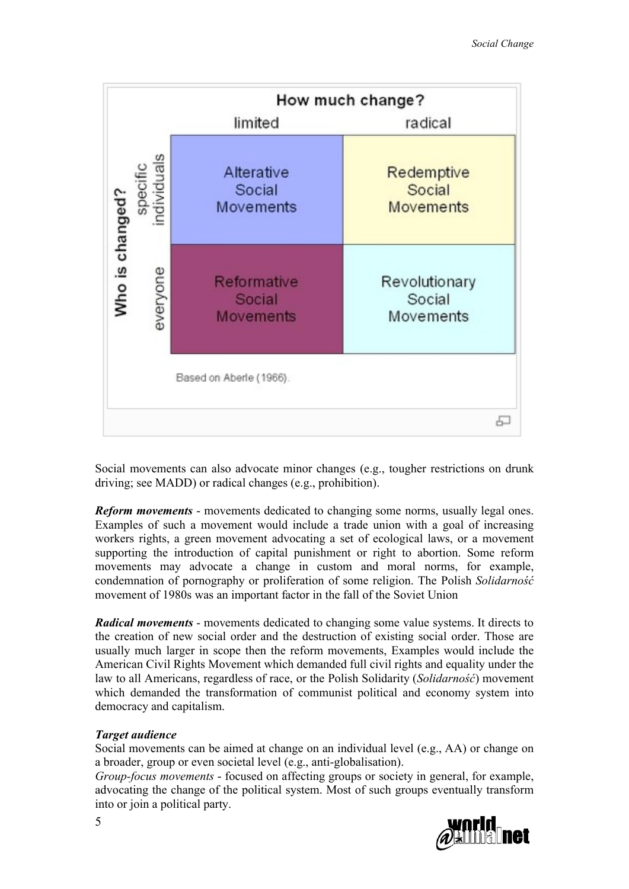| Who is changed? / How much change? | limited | radical |
|---|---|---|
| specific individuals | Alterative Social Movements | Redemptive Social Movements |
| everyone | Reformative Social Movements | Revolutionary Social Movements |

Based on Aberle (1966).

Social movements can also advocate minor changes (e.g., tougher restrictions on drunk driving; see MADD) or radical changes (e.g., prohibition).

***Reform movements*** - movements dedicated to changing some norms, usually legal ones. Examples of such a movement would include a trade union with a goal of increasing workers rights, a green movement advocating a set of ecological laws, or a movement supporting the introduction of capital punishment or right to abortion. Some reform movements may advocate a change in custom and moral norms, for example, condemnation of pornography or proliferation of some religion. The Polish *Solidarność* movement of 1980s was an important factor in the fall of the Soviet Union

***Radical movements*** - movements dedicated to changing some value systems. It directs to the creation of new social order and the destruction of existing social order. Those are usually much larger in scope then the reform movements, Examples would include the American Civil Rights Movement which demanded full civil rights and equality under the law to all Americans, regardless of race, or the Polish Solidarity (*Solidarność*) movement which demanded the transformation of communist political and economy system into democracy and capitalism.

***Target audience***

Social movements can be aimed at change on an individual level (e.g., AA) or change on a broader, group or even societal level (e.g., anti-globalisation).

*Group-focus movements* - focused on affecting groups or society in general, for example, advocating the change of the political system. Most of such groups eventually transform into or join a political party.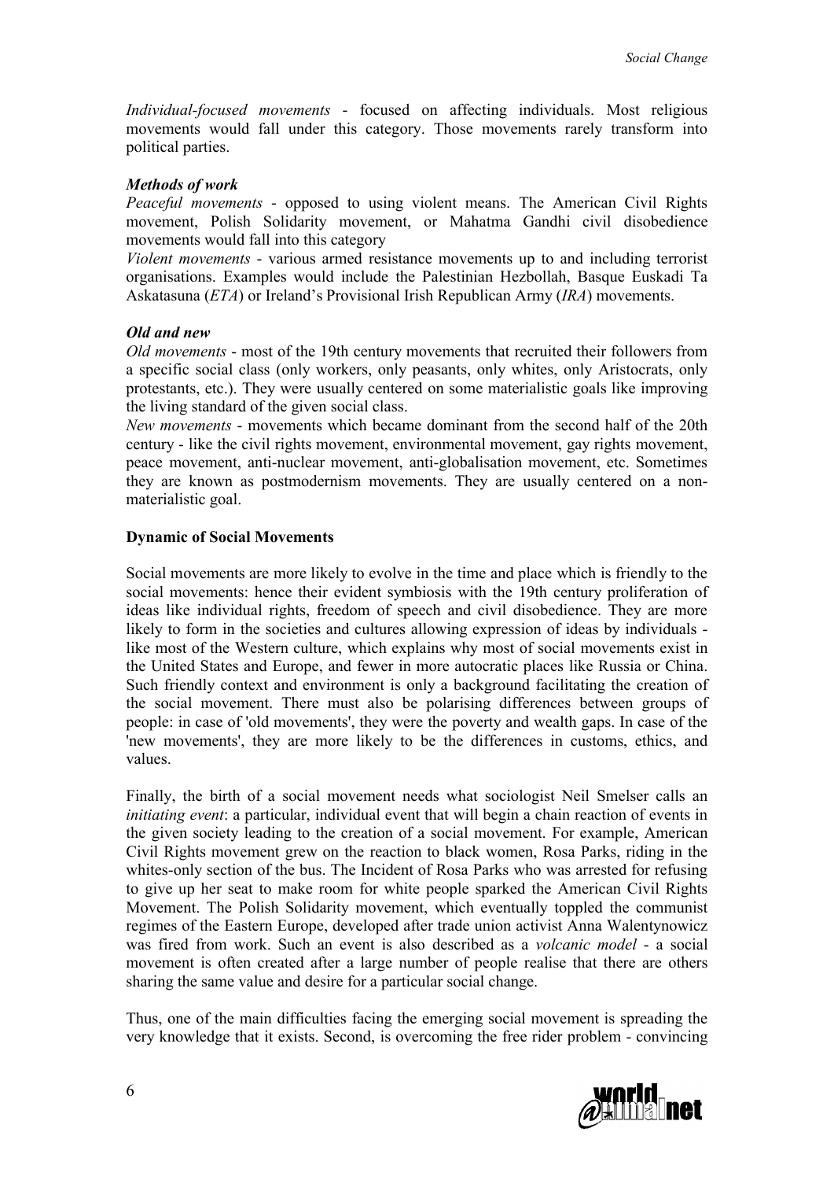*Individual-focused movements* - focused on affecting individuals. Most religious movements would fall under this category. Those movements rarely transform into political parties.

***Methods of work***

*Peaceful movements* - opposed to using violent means. The American Civil Rights movement, Polish Solidarity movement, or Mahatma Gandhi civil disobedience movements would fall into this category

*Violent movements* - various armed resistance movements up to and including terrorist organisations. Examples would include the Palestinian Hezbollah, Basque Euskadi Ta Askatasuna (*ETA*) or Ireland's Provisional Irish Republican Army (*IRA*) movements.

***Old and new***

*Old movements* - most of the 19th century movements that recruited their followers from a specific social class (only workers, only peasants, only whites, only Aristocrats, only protestants, etc.). They were usually centered on some materialistic goals like improving the living standard of the given social class.

*New movements* - movements which became dominant from the second half of the 20th century - like the civil rights movement, environmental movement, gay rights movement, peace movement, anti-nuclear movement, anti-globalisation movement, etc. Sometimes they are known as postmodernism movements. They are usually centered on a non-materialistic goal.

**Dynamic of Social Movements**

Social movements are more likely to evolve in the time and place which is friendly to the social movements: hence their evident symbiosis with the 19th century proliferation of ideas like individual rights, freedom of speech and civil disobedience. They are more likely to form in the societies and cultures allowing expression of ideas by individuals - like most of the Western culture, which explains why most of social movements exist in the United States and Europe, and fewer in more autocratic places like Russia or China. Such friendly context and environment is only a background facilitating the creation of the social movement. There must also be polarising differences between groups of people: in case of 'old movements', they were the poverty and wealth gaps. In case of the 'new movements', they are more likely to be the differences in customs, ethics, and values.

Finally, the birth of a social movement needs what sociologist Neil Smelser calls an *initiating event*: a particular, individual event that will begin a chain reaction of events in the given society leading to the creation of a social movement. For example, American Civil Rights movement grew on the reaction to black women, Rosa Parks, riding in the whites-only section of the bus. The Incident of Rosa Parks who was arrested for refusing to give up her seat to make room for white people sparked the American Civil Rights Movement. The Polish Solidarity movement, which eventually toppled the communist regimes of the Eastern Europe, developed after trade union activist Anna Walentynowicz was fired from work. Such an event is also described as a *volcanic model* - a social movement is often created after a large number of people realise that there are others sharing the same value and desire for a particular social change.

Thus, one of the main difficulties facing the emerging social movement is spreading the very knowledge that it exists. Second, is overcoming the free rider problem - convincing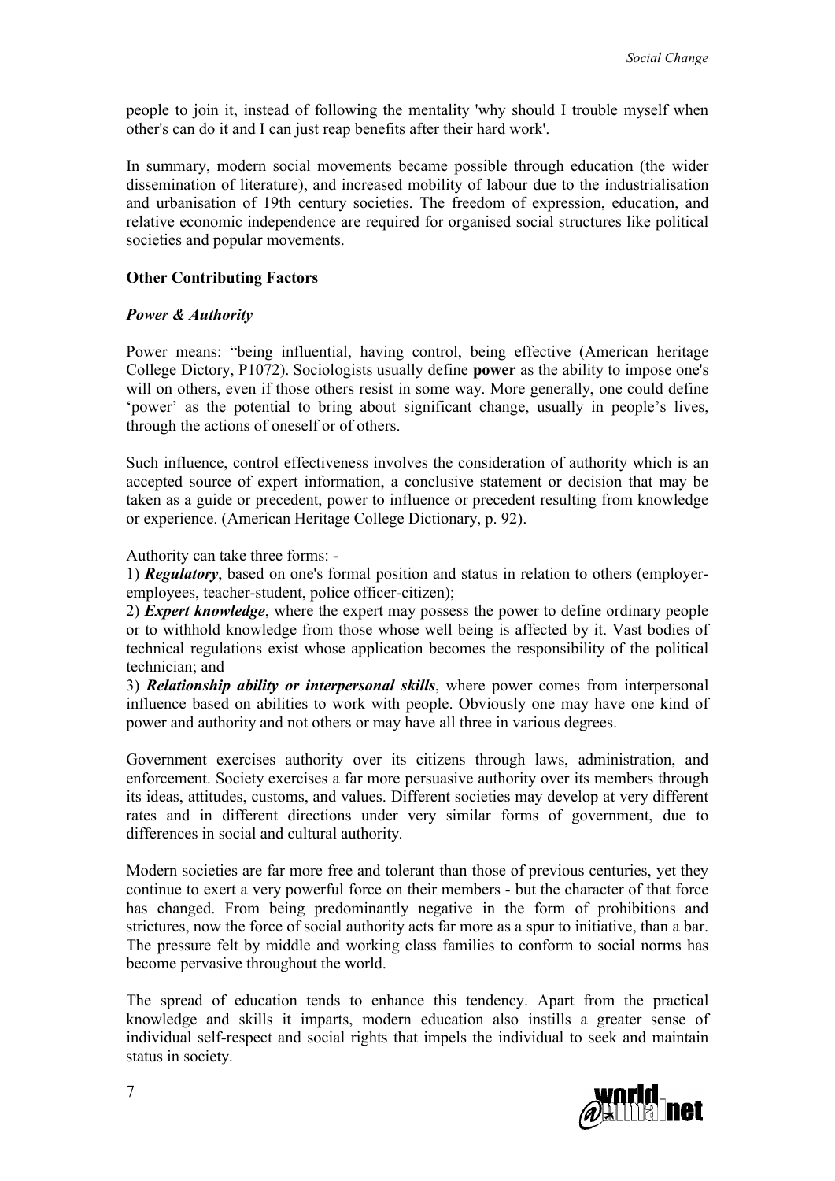people to join it, instead of following the mentality 'why should I trouble myself when other's can do it and I can just reap benefits after their hard work'.

In summary, modern social movements became possible through education (the wider dissemination of literature), and increased mobility of labour due to the industrialisation and urbanisation of 19th century societies. The freedom of expression, education, and relative economic independence are required for organised social structures like political societies and popular movements.

### Other Contributing Factors

#### *Power & Authority*

Power means: "being influential, having control, being effective (American heritage College Dictory, P1072). Sociologists usually define **power** as the ability to impose one's will on others, even if those others resist in some way. More generally, one could define 'power' as the potential to bring about significant change, usually in people's lives, through the actions of oneself or of others.

Such influence, control effectiveness involves the consideration of authority which is an accepted source of expert information, a conclusive statement or decision that may be taken as a guide or precedent, power to influence or precedent resulting from knowledge or experience. (American Heritage College Dictionary, p. 92).

Authority can take three forms: -

1) ***Regulatory***, based on one's formal position and status in relation to others (employer-employees, teacher-student, police officer-citizen);

2) ***Expert knowledge***, where the expert may possess the power to define ordinary people or to withhold knowledge from those whose well being is affected by it. Vast bodies of technical regulations exist whose application becomes the responsibility of the political technician; and

3) ***Relationship ability or interpersonal skills***, where power comes from interpersonal influence based on abilities to work with people. Obviously one may have one kind of power and authority and not others or may have all three in various degrees.

Government exercises authority over its citizens through laws, administration, and enforcement. Society exercises a far more persuasive authority over its members through its ideas, attitudes, customs, and values. Different societies may develop at very different rates and in different directions under very similar forms of government, due to differences in social and cultural authority.

Modern societies are far more free and tolerant than those of previous centuries, yet they continue to exert a very powerful force on their members - but the character of that force has changed. From being predominantly negative in the form of prohibitions and strictures, now the force of social authority acts far more as a spur to initiative, than a bar. The pressure felt by middle and working class families to conform to social norms has become pervasive throughout the world.

The spread of education tends to enhance this tendency. Apart from the practical knowledge and skills it imparts, modern education also instills a greater sense of individual self-respect and social rights that impels the individual to seek and maintain status in society.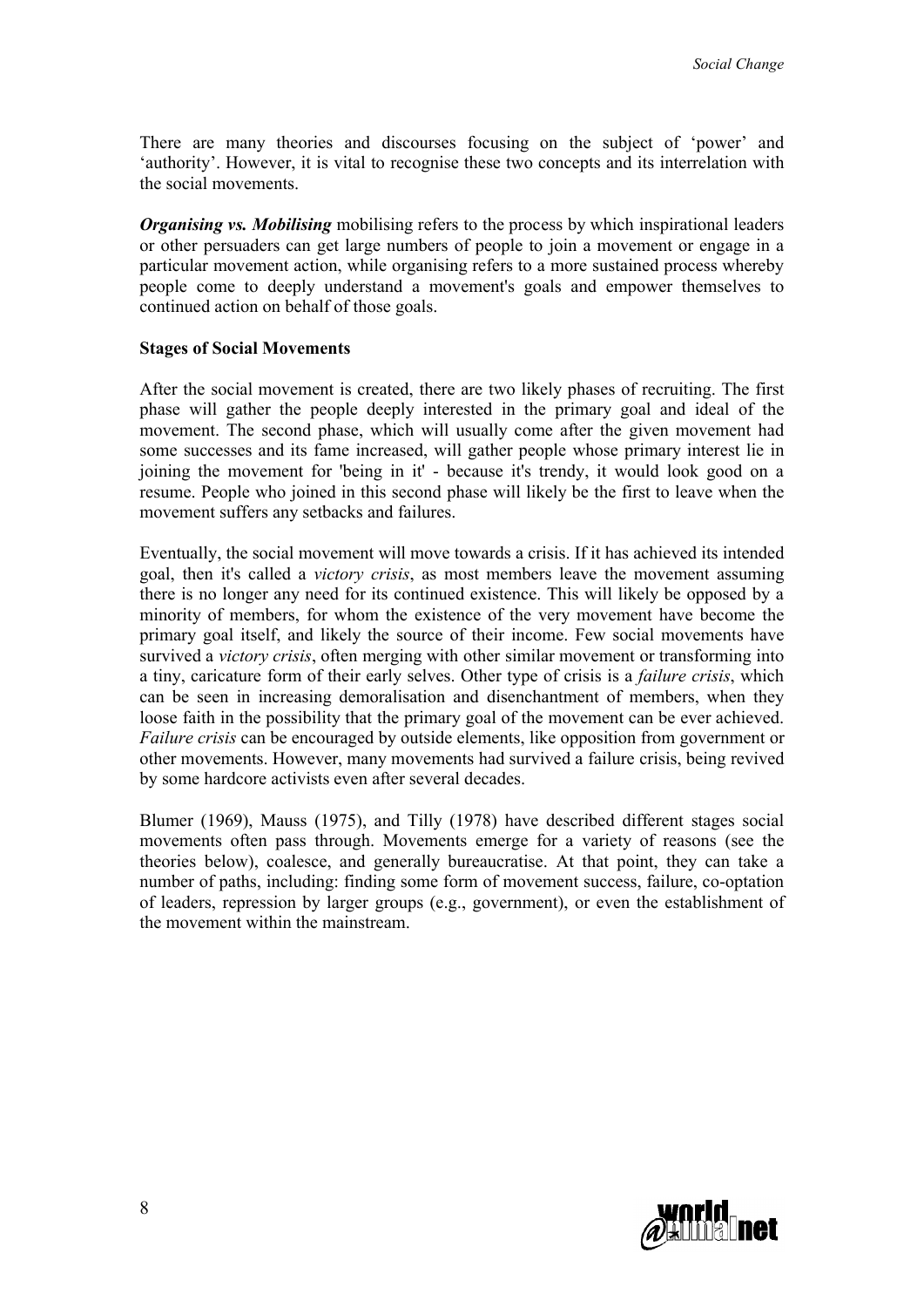There are many theories and discourses focusing on the subject of 'power' and 'authority'. However, it is vital to recognise these two concepts and its interrelation with the social movements.

***Organising vs. Mobilising*** mobilising refers to the process by which inspirational leaders or other persuaders can get large numbers of people to join a movement or engage in a particular movement action, while organising refers to a more sustained process whereby people come to deeply understand a movement's goals and empower themselves to continued action on behalf of those goals.

**Stages of Social Movements**

After the social movement is created, there are two likely phases of recruiting. The first phase will gather the people deeply interested in the primary goal and ideal of the movement. The second phase, which will usually come after the given movement had some successes and its fame increased, will gather people whose primary interest lie in joining the movement for 'being in it' - because it's trendy, it would look good on a resume. People who joined in this second phase will likely be the first to leave when the movement suffers any setbacks and failures.

Eventually, the social movement will move towards a crisis. If it has achieved its intended goal, then it's called a *victory crisis*, as most members leave the movement assuming there is no longer any need for its continued existence. This will likely be opposed by a minority of members, for whom the existence of the very movement have become the primary goal itself, and likely the source of their income. Few social movements have survived a *victory crisis*, often merging with other similar movement or transforming into a tiny, caricature form of their early selves. Other type of crisis is a *failure crisis*, which can be seen in increasing demoralisation and disenchantment of members, when they loose faith in the possibility that the primary goal of the movement can be ever achieved. *Failure crisis* can be encouraged by outside elements, like opposition from government or other movements. However, many movements had survived a failure crisis, being revived by some hardcore activists even after several decades.

Blumer (1969), Mauss (1975), and Tilly (1978) have described different stages social movements often pass through. Movements emerge for a variety of reasons (see the theories below), coalesce, and generally bureaucratise. At that point, they can take a number of paths, including: finding some form of movement success, failure, co-optation of leaders, repression by larger groups (e.g., government), or even the establishment of the movement within the mainstream.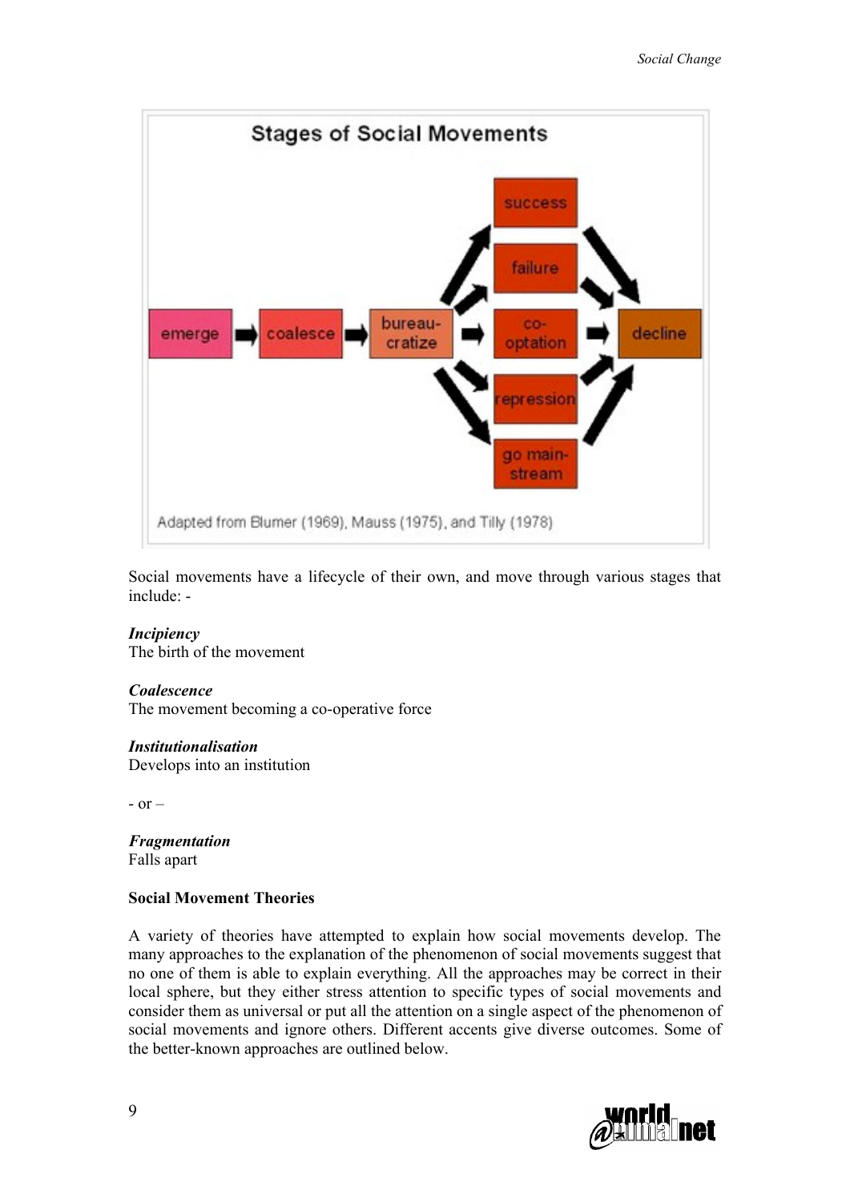**Stages of Social Movements**

Adapted from Blumer (1969), Mauss (1975), and Tilly (1978)

Social movements have a lifecycle of their own, and move through various stages that include: -

***Incipiency***
The birth of the movement

***Coalescence***
The movement becoming a co-operative force

***Institutionalisation***
Develops into an institution

\- or –

***Fragmentation***
Falls apart

**Social Movement Theories**

A variety of theories have attempted to explain how social movements develop. The many approaches to the explanation of the phenomenon of social movements suggest that no one of them is able to explain everything. All the approaches may be correct in their local sphere, but they either stress attention to specific types of social movements and consider them as universal or put all the attention on a single aspect of the phenomenon of social movements and ignore others. Different accents give diverse outcomes. Some of the better-known approaches are outlined below.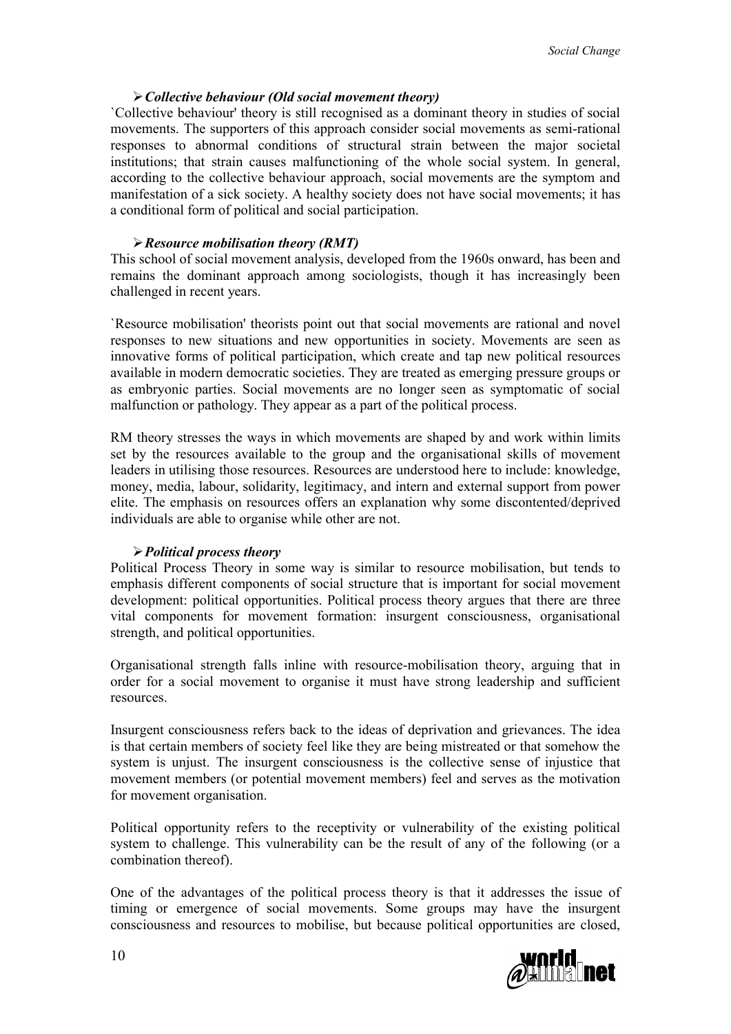### ➢ *Collective behaviour (Old social movement theory)*

`Collective behaviour' theory is still recognised as a dominant theory in studies of social movements. The supporters of this approach consider social movements as semi-rational responses to abnormal conditions of structural strain between the major societal institutions; that strain causes malfunctioning of the whole social system. In general, according to the collective behaviour approach, social movements are the symptom and manifestation of a sick society. A healthy society does not have social movements; it has a conditional form of political and social participation.

### ➢ *Resource mobilisation theory (RMT)*

This school of social movement analysis, developed from the 1960s onward, has been and remains the dominant approach among sociologists, though it has increasingly been challenged in recent years.

`Resource mobilisation' theorists point out that social movements are rational and novel responses to new situations and new opportunities in society. Movements are seen as innovative forms of political participation, which create and tap new political resources available in modern democratic societies. They are treated as emerging pressure groups or as embryonic parties. Social movements are no longer seen as symptomatic of social malfunction or pathology. They appear as a part of the political process.

RM theory stresses the ways in which movements are shaped by and work within limits set by the resources available to the group and the organisational skills of movement leaders in utilising those resources. Resources are understood here to include: knowledge, money, media, labour, solidarity, legitimacy, and intern and external support from power elite. The emphasis on resources offers an explanation why some discontented/deprived individuals are able to organise while other are not.

### ➢ *Political process theory*

Political Process Theory in some way is similar to resource mobilisation, but tends to emphasis different components of social structure that is important for social movement development: political opportunities. Political process theory argues that there are three vital components for movement formation: insurgent consciousness, organisational strength, and political opportunities.

Organisational strength falls inline with resource-mobilisation theory, arguing that in order for a social movement to organise it must have strong leadership and sufficient resources.

Insurgent consciousness refers back to the ideas of deprivation and grievances. The idea is that certain members of society feel like they are being mistreated or that somehow the system is unjust. The insurgent consciousness is the collective sense of injustice that movement members (or potential movement members) feel and serves as the motivation for movement organisation.

Political opportunity refers to the receptivity or vulnerability of the existing political system to challenge. This vulnerability can be the result of any of the following (or a combination thereof).

One of the advantages of the political process theory is that it addresses the issue of timing or emergence of social movements. Some groups may have the insurgent consciousness and resources to mobilise, but because political opportunities are closed,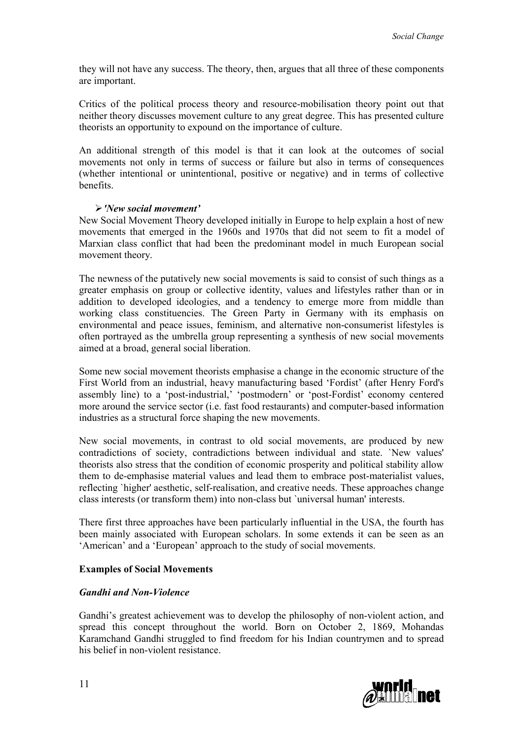they will not have any success. The theory, then, argues that all three of these components are important.

Critics of the political process theory and resource-mobilisation theory point out that neither theory discusses movement culture to any great degree. This has presented culture theorists an opportunity to expound on the importance of culture.

An additional strength of this model is that it can look at the outcomes of social movements not only in terms of success or failure but also in terms of consequences (whether intentional or unintentional, positive or negative) and in terms of collective benefits.

- ***'New social movement'***

New Social Movement Theory developed initially in Europe to help explain a host of new movements that emerged in the 1960s and 1970s that did not seem to fit a model of Marxian class conflict that had been the predominant model in much European social movement theory.

The newness of the putatively new social movements is said to consist of such things as a greater emphasis on group or collective identity, values and lifestyles rather than or in addition to developed ideologies, and a tendency to emerge more from middle than working class constituencies. The Green Party in Germany with its emphasis on environmental and peace issues, feminism, and alternative non-consumerist lifestyles is often portrayed as the umbrella group representing a synthesis of new social movements aimed at a broad, general social liberation.

Some new social movement theorists emphasise a change in the economic structure of the First World from an industrial, heavy manufacturing based 'Fordist' (after Henry Ford's assembly line) to a 'post-industrial,' 'postmodern' or 'post-Fordist' economy centered more around the service sector (i.e. fast food restaurants) and computer-based information industries as a structural force shaping the new movements.

New social movements, in contrast to old social movements, are produced by new contradictions of society, contradictions between individual and state. `New values' theorists also stress that the condition of economic prosperity and political stability allow them to de-emphasise material values and lead them to embrace post-materialist values, reflecting `higher' aesthetic, self-realisation, and creative needs. These approaches change class interests (or transform them) into non-class but `universal human' interests.

There first three approaches have been particularly influential in the USA, the fourth has been mainly associated with European scholars. In some extends it can be seen as an 'American' and a 'European' approach to the study of social movements.

**Examples of Social Movements**

***Gandhi and Non-Violence***

Gandhi's greatest achievement was to develop the philosophy of non-violent action, and spread this concept throughout the world. Born on October 2, 1869, Mohandas Karamchand Gandhi struggled to find freedom for his Indian countrymen and to spread his belief in non-violent resistance.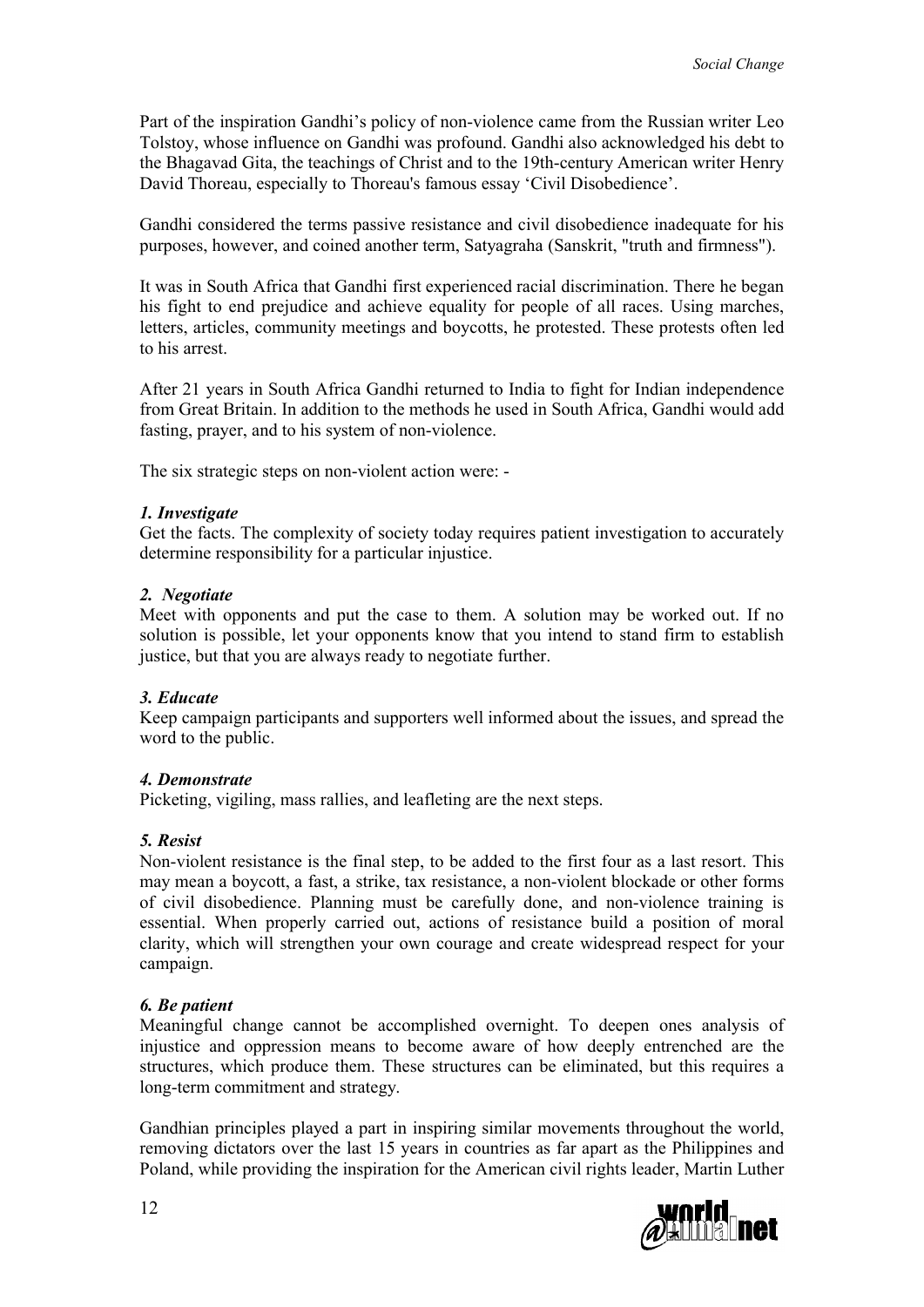Part of the inspiration Gandhi's policy of non-violence came from the Russian writer Leo Tolstoy, whose influence on Gandhi was profound. Gandhi also acknowledged his debt to the Bhagavad Gita, the teachings of Christ and to the 19th-century American writer Henry David Thoreau, especially to Thoreau's famous essay 'Civil Disobedience'.

Gandhi considered the terms passive resistance and civil disobedience inadequate for his purposes, however, and coined another term, Satyagraha (Sanskrit, "truth and firmness").

It was in South Africa that Gandhi first experienced racial discrimination. There he began his fight to end prejudice and achieve equality for people of all races. Using marches, letters, articles, community meetings and boycotts, he protested. These protests often led to his arrest.

After 21 years in South Africa Gandhi returned to India to fight for Indian independence from Great Britain. In addition to the methods he used in South Africa, Gandhi would add fasting, prayer, and to his system of non-violence.

The six strategic steps on non-violent action were: -

***1. Investigate***
Get the facts. The complexity of society today requires patient investigation to accurately determine responsibility for a particular injustice.

***2. Negotiate***
Meet with opponents and put the case to them. A solution may be worked out. If no solution is possible, let your opponents know that you intend to stand firm to establish justice, but that you are always ready to negotiate further.

***3. Educate***
Keep campaign participants and supporters well informed about the issues, and spread the word to the public.

***4. Demonstrate***
Picketing, vigiling, mass rallies, and leafleting are the next steps.

***5. Resist***
Non-violent resistance is the final step, to be added to the first four as a last resort. This may mean a boycott, a fast, a strike, tax resistance, a non-violent blockade or other forms of civil disobedience. Planning must be carefully done, and non-violence training is essential. When properly carried out, actions of resistance build a position of moral clarity, which will strengthen your own courage and create widespread respect for your campaign.

***6. Be patient***
Meaningful change cannot be accomplished overnight. To deepen ones analysis of injustice and oppression means to become aware of how deeply entrenched are the structures, which produce them. These structures can be eliminated, but this requires a long-term commitment and strategy.

Gandhian principles played a part in inspiring similar movements throughout the world, removing dictators over the last 15 years in countries as far apart as the Philippines and Poland, while providing the inspiration for the American civil rights leader, Martin Luther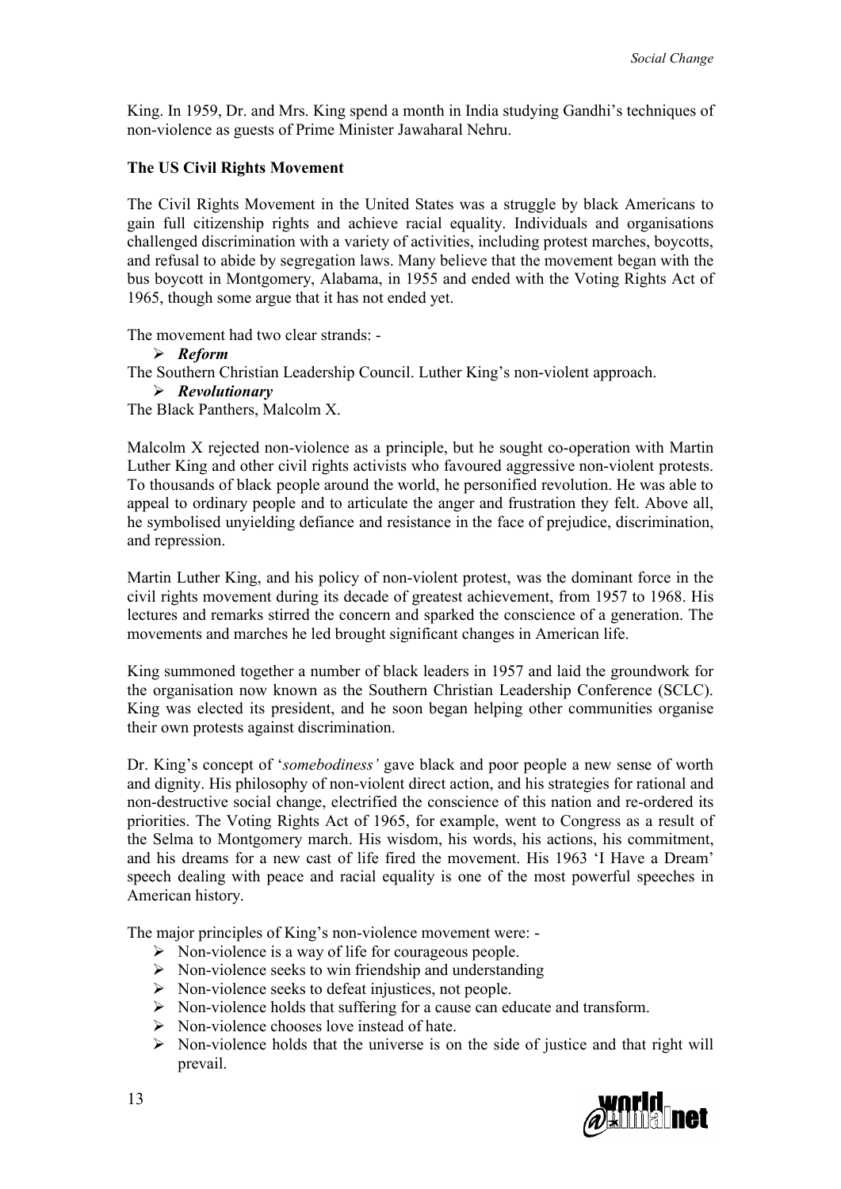King. In 1959, Dr. and Mrs. King spend a month in India studying Gandhi's techniques of non-violence as guests of Prime Minister Jawaharal Nehru.

**The US Civil Rights Movement**

The Civil Rights Movement in the United States was a struggle by black Americans to gain full citizenship rights and achieve racial equality. Individuals and organisations challenged discrimination with a variety of activities, including protest marches, boycotts, and refusal to abide by segregation laws. Many believe that the movement began with the bus boycott in Montgomery, Alabama, in 1955 and ended with the Voting Rights Act of 1965, though some argue that it has not ended yet.

The movement had two clear strands: -

- ***Reform***

The Southern Christian Leadership Council. Luther King's non-violent approach.

- ***Revolutionary***

The Black Panthers, Malcolm X.

Malcolm X rejected non-violence as a principle, but he sought co-operation with Martin Luther King and other civil rights activists who favoured aggressive non-violent protests. To thousands of black people around the world, he personified revolution. He was able to appeal to ordinary people and to articulate the anger and frustration they felt. Above all, he symbolised unyielding defiance and resistance in the face of prejudice, discrimination, and repression.

Martin Luther King, and his policy of non-violent protest, was the dominant force in the civil rights movement during its decade of greatest achievement, from 1957 to 1968. His lectures and remarks stirred the concern and sparked the conscience of a generation. The movements and marches he led brought significant changes in American life.

King summoned together a number of black leaders in 1957 and laid the groundwork for the organisation now known as the Southern Christian Leadership Conference (SCLC). King was elected its president, and he soon began helping other communities organise their own protests against discrimination.

Dr. King's concept of '*somebodiness'* gave black and poor people a new sense of worth and dignity. His philosophy of non-violent direct action, and his strategies for rational and non-destructive social change, electrified the conscience of this nation and re-ordered its priorities. The Voting Rights Act of 1965, for example, went to Congress as a result of the Selma to Montgomery march. His wisdom, his words, his actions, his commitment, and his dreams for a new cast of life fired the movement. His 1963 'I Have a Dream' speech dealing with peace and racial equality is one of the most powerful speeches in American history.

The major principles of King's non-violence movement were: -

- Non-violence is a way of life for courageous people.
- Non-violence seeks to win friendship and understanding
- Non-violence seeks to defeat injustices, not people.
- Non-violence holds that suffering for a cause can educate and transform.
- Non-violence chooses love instead of hate.
- Non-violence holds that the universe is on the side of justice and that right will prevail.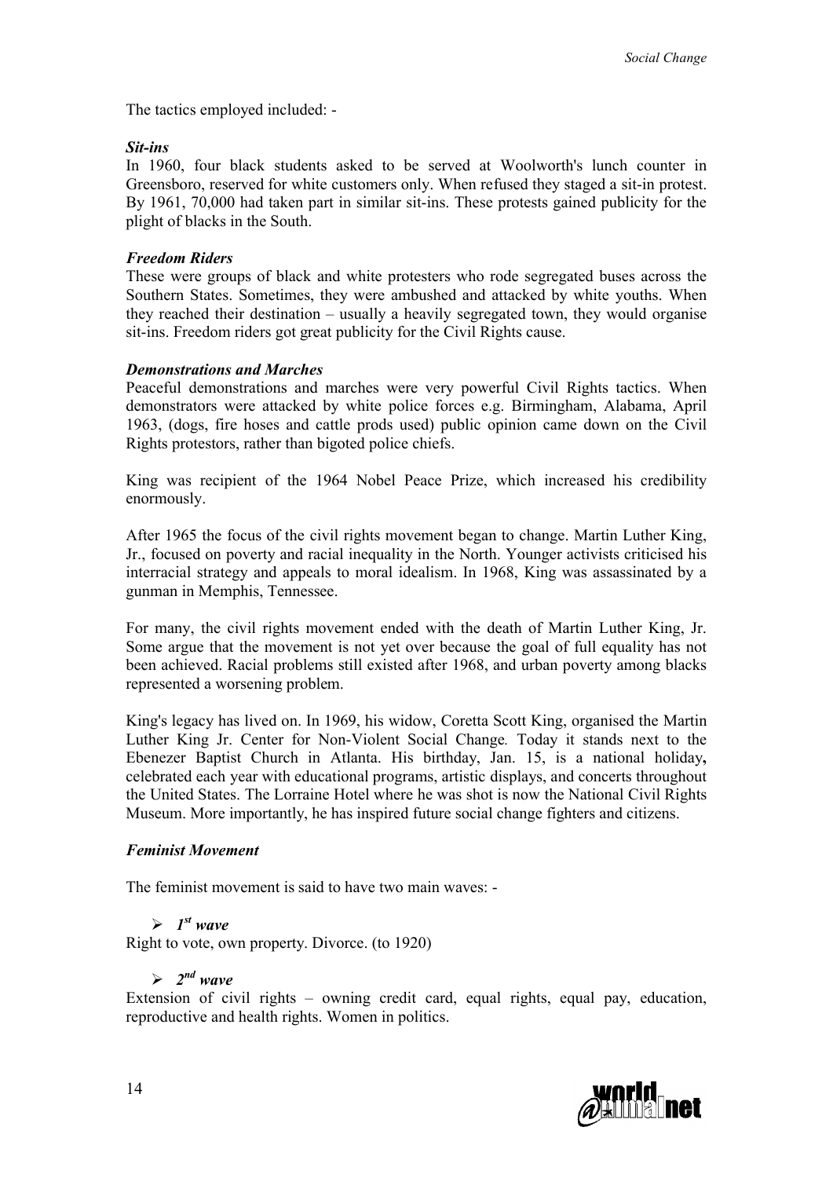The tactics employed included: -

***Sit-ins***

In 1960, four black students asked to be served at Woolworth's lunch counter in Greensboro, reserved for white customers only. When refused they staged a sit-in protest. By 1961, 70,000 had taken part in similar sit-ins. These protests gained publicity for the plight of blacks in the South.

***Freedom Riders***

These were groups of black and white protesters who rode segregated buses across the Southern States. Sometimes, they were ambushed and attacked by white youths. When they reached their destination – usually a heavily segregated town, they would organise sit-ins. Freedom riders got great publicity for the Civil Rights cause.

***Demonstrations and Marches***

Peaceful demonstrations and marches were very powerful Civil Rights tactics. When demonstrators were attacked by white police forces e.g. Birmingham, Alabama, April 1963, (dogs, fire hoses and cattle prods used) public opinion came down on the Civil Rights protestors, rather than bigoted police chiefs.

King was recipient of the 1964 Nobel Peace Prize, which increased his credibility enormously.

After 1965 the focus of the civil rights movement began to change. Martin Luther King, Jr., focused on poverty and racial inequality in the North. Younger activists criticised his interracial strategy and appeals to moral idealism. In 1968, King was assassinated by a gunman in Memphis, Tennessee.

For many, the civil rights movement ended with the death of Martin Luther King, Jr. Some argue that the movement is not yet over because the goal of full equality has not been achieved. Racial problems still existed after 1968, and urban poverty among blacks represented a worsening problem.

King's legacy has lived on. In 1969, his widow, Coretta Scott King, organised the Martin Luther King Jr. Center for Non-Violent Social Change*.* Today it stands next to the Ebenezer Baptist Church in Atlanta. His birthday, Jan. 15, is a national holiday**,** celebrated each year with educational programs, artistic displays, and concerts throughout the United States. The Lorraine Hotel where he was shot is now the National Civil Rights Museum. More importantly, he has inspired future social change fighters and citizens.

***Feminist Movement***

The feminist movement is said to have two main waves: -

- ***1st wave***

Right to vote, own property. Divorce. (to 1920)

- ***2nd wave***

Extension of civil rights – owning credit card, equal rights, equal pay, education, reproductive and health rights. Women in politics.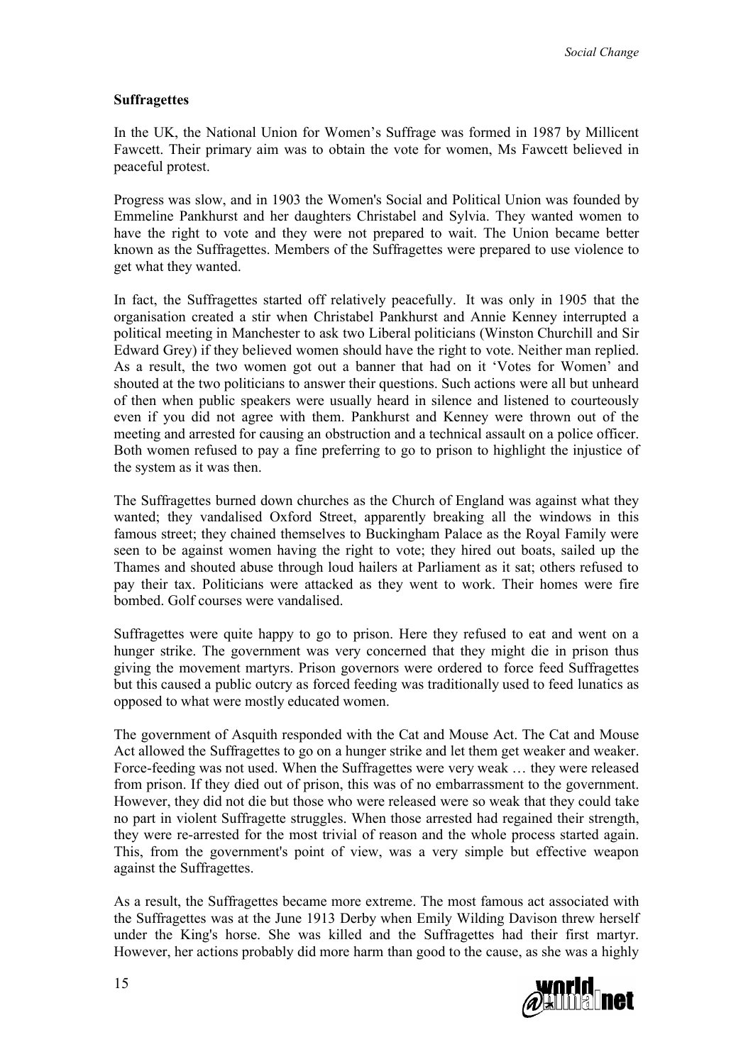**Suffragettes**

In the UK, the National Union for Women's Suffrage was formed in 1987 by Millicent Fawcett. Their primary aim was to obtain the vote for women, Ms Fawcett believed in peaceful protest.

Progress was slow, and in 1903 the Women's Social and Political Union was founded by Emmeline Pankhurst and her daughters Christabel and Sylvia. They wanted women to have the right to vote and they were not prepared to wait. The Union became better known as the Suffragettes. Members of the Suffragettes were prepared to use violence to get what they wanted.

In fact, the Suffragettes started off relatively peacefully. It was only in 1905 that the organisation created a stir when Christabel Pankhurst and Annie Kenney interrupted a political meeting in Manchester to ask two Liberal politicians (Winston Churchill and Sir Edward Grey) if they believed women should have the right to vote. Neither man replied. As a result, the two women got out a banner that had on it 'Votes for Women' and shouted at the two politicians to answer their questions. Such actions were all but unheard of then when public speakers were usually heard in silence and listened to courteously even if you did not agree with them. Pankhurst and Kenney were thrown out of the meeting and arrested for causing an obstruction and a technical assault on a police officer. Both women refused to pay a fine preferring to go to prison to highlight the injustice of the system as it was then.

The Suffragettes burned down churches as the Church of England was against what they wanted; they vandalised Oxford Street, apparently breaking all the windows in this famous street; they chained themselves to Buckingham Palace as the Royal Family were seen to be against women having the right to vote; they hired out boats, sailed up the Thames and shouted abuse through loud hailers at Parliament as it sat; others refused to pay their tax. Politicians were attacked as they went to work. Their homes were fire bombed. Golf courses were vandalised.

Suffragettes were quite happy to go to prison. Here they refused to eat and went on a hunger strike. The government was very concerned that they might die in prison thus giving the movement martyrs. Prison governors were ordered to force feed Suffragettes but this caused a public outcry as forced feeding was traditionally used to feed lunatics as opposed to what were mostly educated women.

The government of Asquith responded with the Cat and Mouse Act. The Cat and Mouse Act allowed the Suffragettes to go on a hunger strike and let them get weaker and weaker. Force-feeding was not used. When the Suffragettes were very weak … they were released from prison. If they died out of prison, this was of no embarrassment to the government. However, they did not die but those who were released were so weak that they could take no part in violent Suffragette struggles. When those arrested had regained their strength, they were re-arrested for the most trivial of reason and the whole process started again. This, from the government's point of view, was a very simple but effective weapon against the Suffragettes.

As a result, the Suffragettes became more extreme. The most famous act associated with the Suffragettes was at the June 1913 Derby when Emily Wilding Davison threw herself under the King's horse. She was killed and the Suffragettes had their first martyr. However, her actions probably did more harm than good to the cause, as she was a highly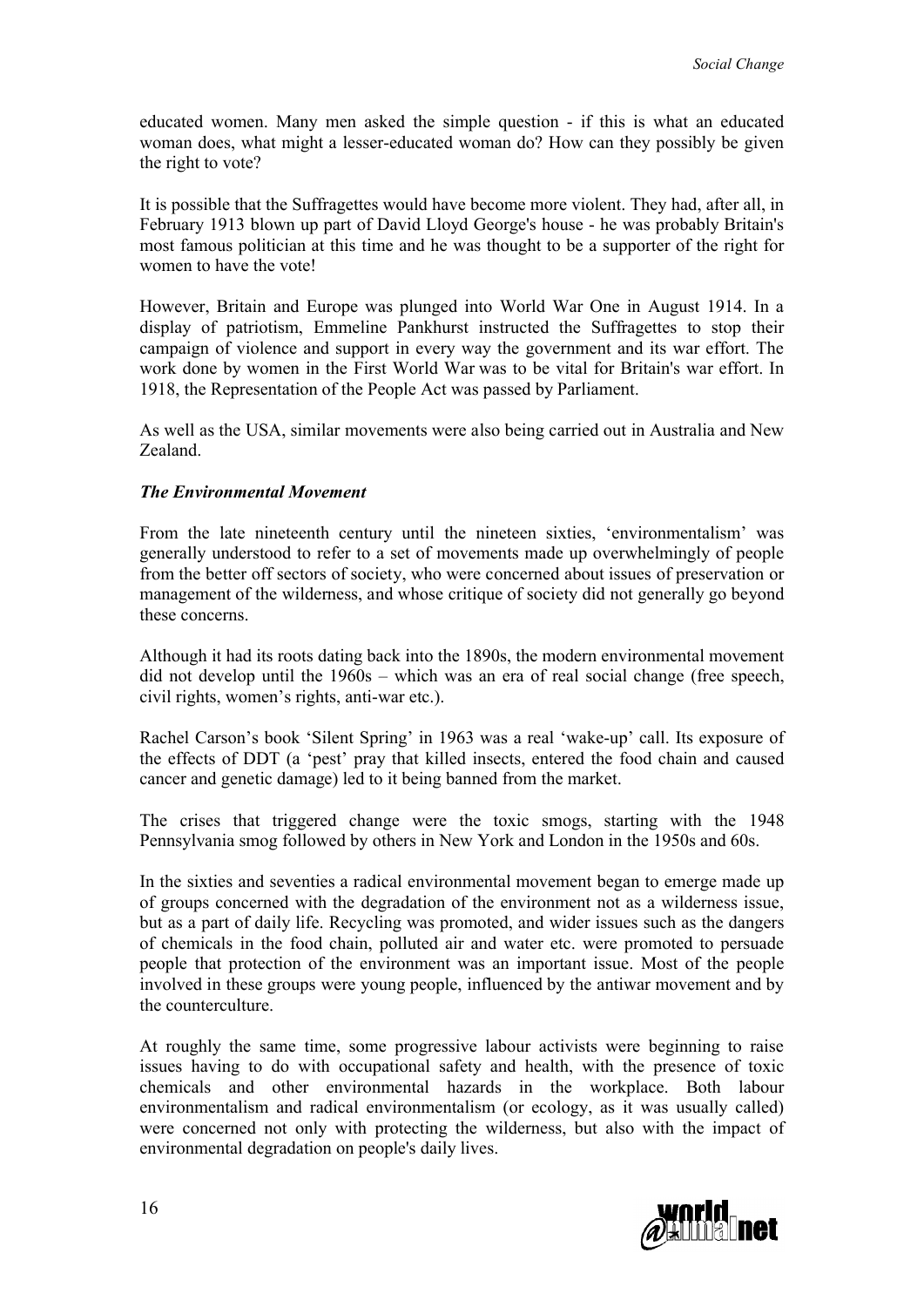educated women. Many men asked the simple question - if this is what an educated woman does, what might a lesser-educated woman do? How can they possibly be given the right to vote?

It is possible that the Suffragettes would have become more violent. They had, after all, in February 1913 blown up part of David Lloyd George's house - he was probably Britain's most famous politician at this time and he was thought to be a supporter of the right for women to have the vote!

However, Britain and Europe was plunged into World War One in August 1914. In a display of patriotism, Emmeline Pankhurst instructed the Suffragettes to stop their campaign of violence and support in every way the government and its war effort. The work done by women in the First World War was to be vital for Britain's war effort. In 1918, the Representation of the People Act was passed by Parliament.

As well as the USA, similar movements were also being carried out in Australia and New Zealand.

***The Environmental Movement***

From the late nineteenth century until the nineteen sixties, 'environmentalism' was generally understood to refer to a set of movements made up overwhelmingly of people from the better off sectors of society, who were concerned about issues of preservation or management of the wilderness, and whose critique of society did not generally go beyond these concerns.

Although it had its roots dating back into the 1890s, the modern environmental movement did not develop until the 1960s – which was an era of real social change (free speech, civil rights, women's rights, anti-war etc.).

Rachel Carson's book 'Silent Spring' in 1963 was a real 'wake-up' call. Its exposure of the effects of DDT (a 'pest' pray that killed insects, entered the food chain and caused cancer and genetic damage) led to it being banned from the market.

The crises that triggered change were the toxic smogs, starting with the 1948 Pennsylvania smog followed by others in New York and London in the 1950s and 60s.

In the sixties and seventies a radical environmental movement began to emerge made up of groups concerned with the degradation of the environment not as a wilderness issue, but as a part of daily life. Recycling was promoted, and wider issues such as the dangers of chemicals in the food chain, polluted air and water etc. were promoted to persuade people that protection of the environment was an important issue. Most of the people involved in these groups were young people, influenced by the antiwar movement and by the counterculture.

At roughly the same time, some progressive labour activists were beginning to raise issues having to do with occupational safety and health, with the presence of toxic chemicals and other environmental hazards in the workplace. Both labour environmentalism and radical environmentalism (or ecology, as it was usually called) were concerned not only with protecting the wilderness, but also with the impact of environmental degradation on people's daily lives.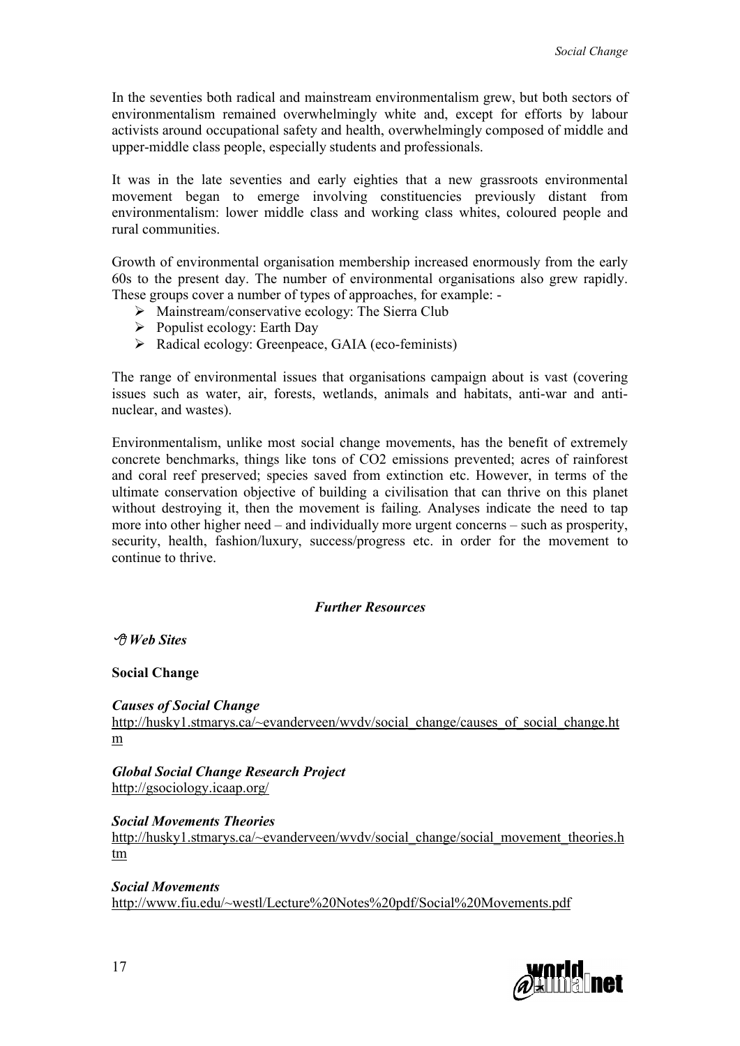In the seventies both radical and mainstream environmentalism grew, but both sectors of environmentalism remained overwhelmingly white and, except for efforts by labour activists around occupational safety and health, overwhelmingly composed of middle and upper-middle class people, especially students and professionals.

It was in the late seventies and early eighties that a new grassroots environmental movement began to emerge involving constituencies previously distant from environmentalism: lower middle class and working class whites, coloured people and rural communities.

Growth of environmental organisation membership increased enormously from the early 60s to the present day. The number of environmental organisations also grew rapidly. These groups cover a number of types of approaches, for example: -

- Mainstream/conservative ecology: The Sierra Club
- Populist ecology: Earth Day
- Radical ecology: Greenpeace, GAIA (eco-feminists)

The range of environmental issues that organisations campaign about is vast (covering issues such as water, air, forests, wetlands, animals and habitats, anti-war and anti-nuclear, and wastes).

Environmentalism, unlike most social change movements, has the benefit of extremely concrete benchmarks, things like tons of $CO_2$ emissions prevented; acres of rainforest and coral reef preserved; species saved from extinction etc. However, in terms of the ultimate conservation objective of building a civilisation that can thrive on this planet without destroying it, then the movement is failing. Analyses indicate the need to tap more into other higher need – and individually more urgent concerns – such as prosperity, security, health, fashion/luxury, success/progress etc. in order for the movement to continue to thrive.

### *Further Resources*

***Web Sites***

**Social Change**

***Causes of Social Change***
http://husky1.stmarys.ca/~evanderveen/wvdv/social_change/causes_of_social_change.htm

***Global Social Change Research Project***
http://gsociology.icaap.org/

***Social Movements Theories***
http://husky1.stmarys.ca/~evanderveen/wvdv/social_change/social_movement_theories.htm

***Social Movements***
http://www.fiu.edu/~westl/Lecture%20Notes%20pdf/Social%20Movements.pdf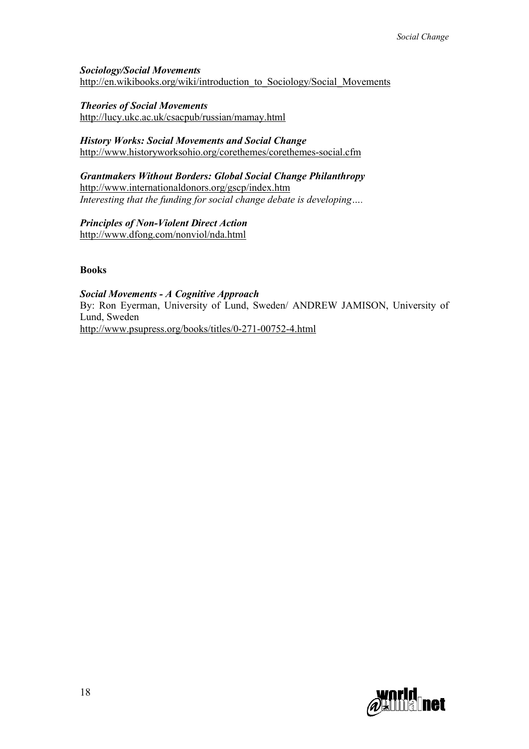***Sociology/Social Movements***
http://en.wikibooks.org/wiki/introduction_to_Sociology/Social_Movements

***Theories of Social Movements***
http://lucy.ukc.ac.uk/csacpub/russian/mamay.html

***History Works: Social Movements and Social Change***
http://www.historyworksohio.org/corethemes/corethemes-social.cfm

***Grantmakers Without Borders: Global Social Change Philanthropy***
http://www.internationaldonors.org/gscp/index.htm
*Interesting that the funding for social change debate is developing….*

***Principles of Non-Violent Direct Action***
http://www.dfong.com/nonviol/nda.html

**Books**

***Social Movements - A Cognitive Approach***
By: Ron Eyerman, University of Lund, Sweden/ ANDREW JAMISON, University of Lund, Sweden
http://www.psupress.org/books/titles/0-271-00752-4.html